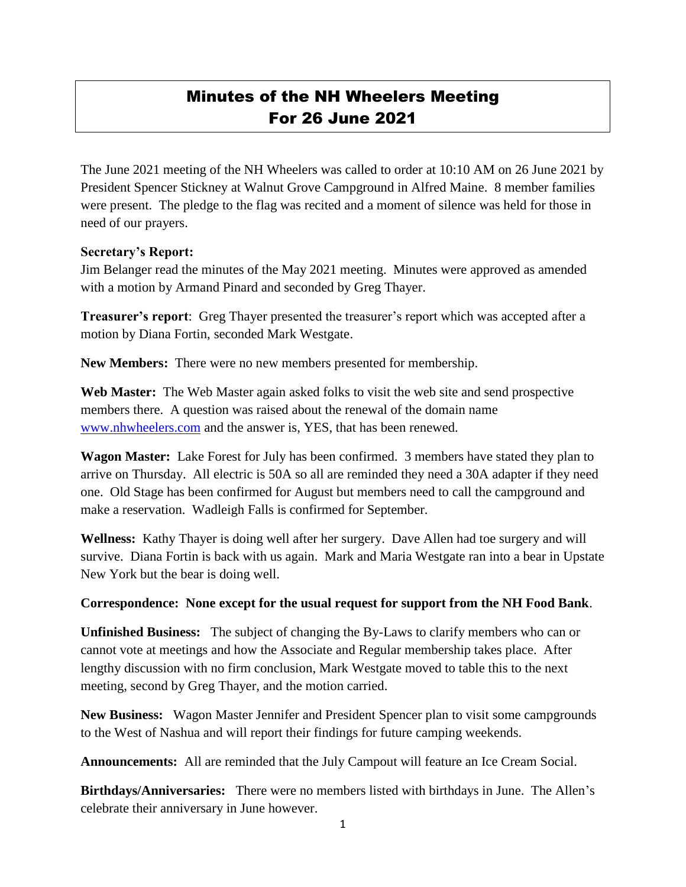# Minutes of the NH Wheelers Meeting For 26 June 2021

The June 2021 meeting of the NH Wheelers was called to order at 10:10 AM on 26 June 2021 by President Spencer Stickney at Walnut Grove Campground in Alfred Maine. 8 member families were present. The pledge to the flag was recited and a moment of silence was held for those in need of our prayers.

**Secretary's Report:**
Jim Belanger read the minutes of the May 2021 meeting. Minutes were approved as amended with a motion by Armand Pinard and seconded by Greg Thayer.

**Treasurer's report**: Greg Thayer presented the treasurer's report which was accepted after a motion by Diana Fortin, seconded Mark Westgate.

**New Members:** There were no new members presented for membership.

**Web Master:** The Web Master again asked folks to visit the web site and send prospective members there. A question was raised about the renewal of the domain name [www.nhwheelers.com](http://www.nhwheelers.com) and the answer is, YES, that has been renewed.

**Wagon Master:** Lake Forest for July has been confirmed. 3 members have stated they plan to arrive on Thursday. All electric is 50A so all are reminded they need a 30A adapter if they need one. Old Stage has been confirmed for August but members need to call the campground and make a reservation. Wadleigh Falls is confirmed for September.

**Wellness:** Kathy Thayer is doing well after her surgery. Dave Allen had toe surgery and will survive. Diana Fortin is back with us again. Mark and Maria Westgate ran into a bear in Upstate New York but the bear is doing well.

**Correspondence: None except for the usual request for support from the NH Food Bank**.

**Unfinished Business:** The subject of changing the By-Laws to clarify members who can or cannot vote at meetings and how the Associate and Regular membership takes place. After lengthy discussion with no firm conclusion, Mark Westgate moved to table this to the next meeting, second by Greg Thayer, and the motion carried.

**New Business:** Wagon Master Jennifer and President Spencer plan to visit some campgrounds to the West of Nashua and will report their findings for future camping weekends.

**Announcements:** All are reminded that the July Campout will feature an Ice Cream Social.

**Birthdays/Anniversaries:** There were no members listed with birthdays in June. The Allen's celebrate their anniversary in June however.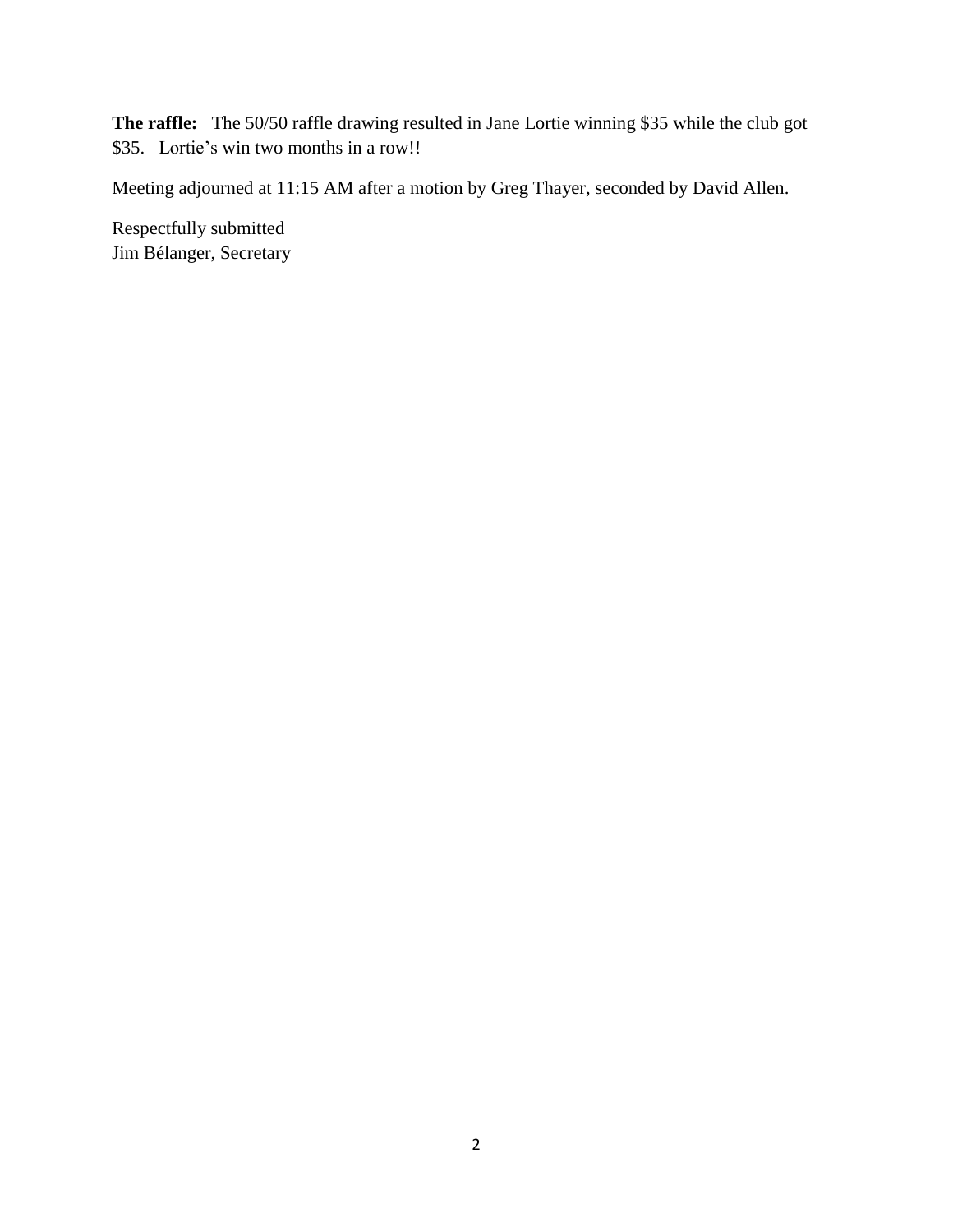**The raffle:** The 50/50 raffle drawing resulted in Jane Lortie winning $35 while the club got $35. Lortie's win two months in a row!!

Meeting adjourned at 11:15 AM after a motion by Greg Thayer, seconded by David Allen.

Respectfully submitted
Jim Bélanger, Secretary